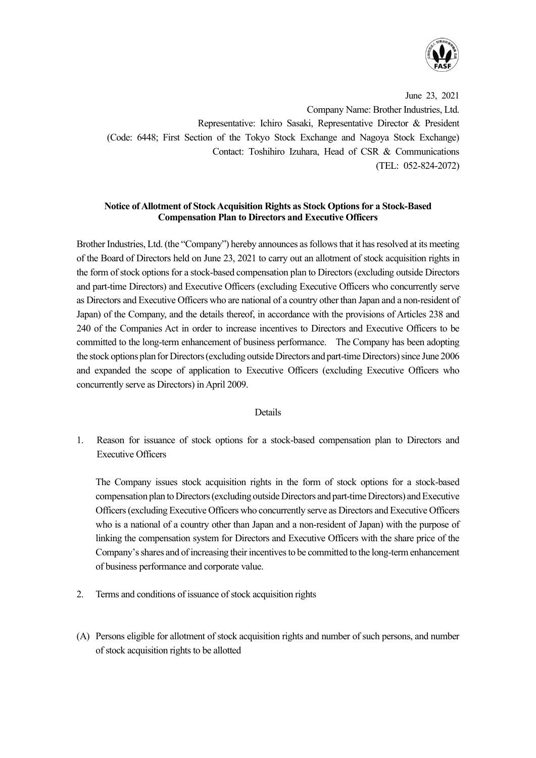June 23, 2021

Company Name: Brother Industries, Ltd.

Representative: Ichiro Sasaki, Representative Director & President

(Code: 6448; First Section of the Tokyo Stock Exchange and Nagoya Stock Exchange)

Contact: Toshihiro Izuhara, Head of CSR & Communications

(TEL: 052-824-2072)

**Notice of Allotment of Stock Acquisition Rights as Stock Options for a Stock-Based Compensation Plan to Directors and Executive Officers**

Brother Industries, Ltd. (the "Company") hereby announces as follows that it has resolved at its meeting of the Board of Directors held on June 23, 2021 to carry out an allotment of stock acquisition rights in the form of stock options for a stock-based compensation plan to Directors (excluding outside Directors and part-time Directors) and Executive Officers (excluding Executive Officers who concurrently serve as Directors and Executive Officers who are national of a country other than Japan and a non-resident of Japan) of the Company, and the details thereof, in accordance with the provisions of Articles 238 and 240 of the Companies Act in order to increase incentives to Directors and Executive Officers to be committed to the long-term enhancement of business performance. The Company has been adopting the stock options plan for Directors (excluding outside Directors and part-time Directors) since June 2006 and expanded the scope of application to Executive Officers (excluding Executive Officers who concurrently serve as Directors) in April 2009.

Details

1. Reason for issuance of stock options for a stock-based compensation plan to Directors and Executive Officers

   The Company issues stock acquisition rights in the form of stock options for a stock-based compensation plan to Directors (excluding outside Directors and part-time Directors) and Executive Officers (excluding Executive Officers who concurrently serve as Directors and Executive Officers who is a national of a country other than Japan and a non-resident of Japan) with the purpose of linking the compensation system for Directors and Executive Officers with the share price of the Company's shares and of increasing their incentives to be committed to the long-term enhancement of business performance and corporate value.

2. Terms and conditions of issuance of stock acquisition rights

(A) Persons eligible for allotment of stock acquisition rights and number of such persons, and number of stock acquisition rights to be allotted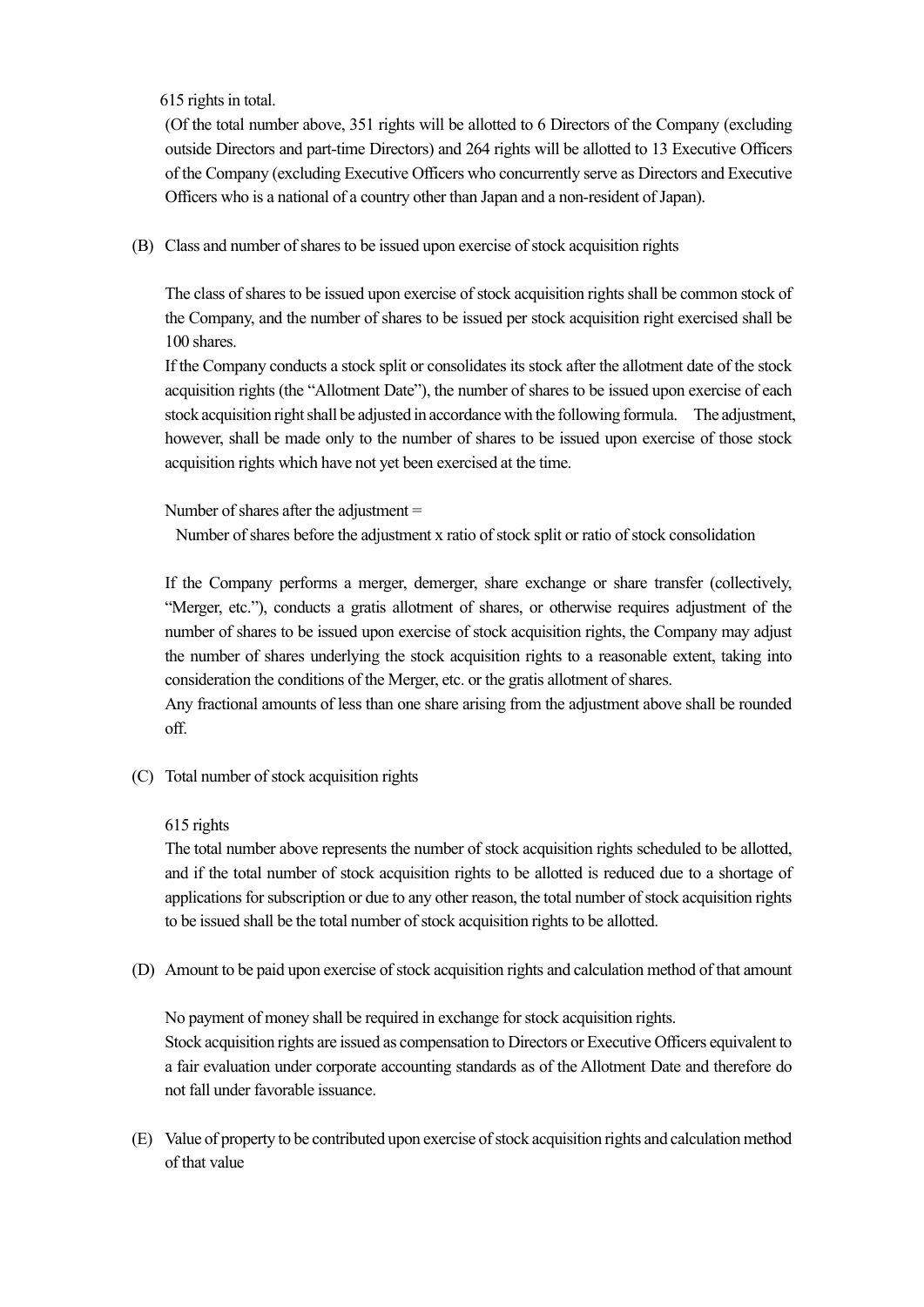615 rights in total.

(Of the total number above, 351 rights will be allotted to 6 Directors of the Company (excluding outside Directors and part-time Directors) and 264 rights will be allotted to 13 Executive Officers of the Company (excluding Executive Officers who concurrently serve as Directors and Executive Officers who is a national of a country other than Japan and a non-resident of Japan).

(B) Class and number of shares to be issued upon exercise of stock acquisition rights

The class of shares to be issued upon exercise of stock acquisition rights shall be common stock of the Company, and the number of shares to be issued per stock acquisition right exercised shall be 100 shares.

If the Company conducts a stock split or consolidates its stock after the allotment date of the stock acquisition rights (the "Allotment Date"), the number of shares to be issued upon exercise of each stock acquisition right shall be adjusted in accordance with the following formula. The adjustment, however, shall be made only to the number of shares to be issued upon exercise of those stock acquisition rights which have not yet been exercised at the time.

Number of shares after the adjustment =
Number of shares before the adjustment x ratio of stock split or ratio of stock consolidation

If the Company performs a merger, demerger, share exchange or share transfer (collectively, "Merger, etc."), conducts a gratis allotment of shares, or otherwise requires adjustment of the number of shares to be issued upon exercise of stock acquisition rights, the Company may adjust the number of shares underlying the stock acquisition rights to a reasonable extent, taking into consideration the conditions of the Merger, etc. or the gratis allotment of shares.

Any fractional amounts of less than one share arising from the adjustment above shall be rounded off.

(C) Total number of stock acquisition rights

615 rights

The total number above represents the number of stock acquisition rights scheduled to be allotted, and if the total number of stock acquisition rights to be allotted is reduced due to a shortage of applications for subscription or due to any other reason, the total number of stock acquisition rights to be issued shall be the total number of stock acquisition rights to be allotted.

(D) Amount to be paid upon exercise of stock acquisition rights and calculation method of that amount

No payment of money shall be required in exchange for stock acquisition rights.

Stock acquisition rights are issued as compensation to Directors or Executive Officers equivalent to a fair evaluation under corporate accounting standards as of the Allotment Date and therefore do not fall under favorable issuance.

(E) Value of property to be contributed upon exercise of stock acquisition rights and calculation method of that value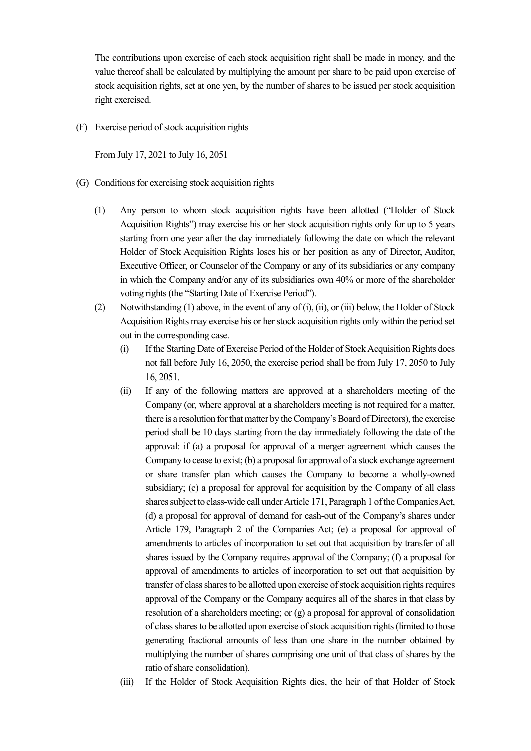The contributions upon exercise of each stock acquisition right shall be made in money, and the value thereof shall be calculated by multiplying the amount per share to be paid upon exercise of stock acquisition rights, set at one yen, by the number of shares to be issued per stock acquisition right exercised.

(F) Exercise period of stock acquisition rights

From July 17, 2021 to July 16, 2051

(G) Conditions for exercising stock acquisition rights

(1) Any person to whom stock acquisition rights have been allotted ("Holder of Stock Acquisition Rights") may exercise his or her stock acquisition rights only for up to 5 years starting from one year after the day immediately following the date on which the relevant Holder of Stock Acquisition Rights loses his or her position as any of Director, Auditor, Executive Officer, or Counselor of the Company or any of its subsidiaries or any company in which the Company and/or any of its subsidiaries own 40% or more of the shareholder voting rights (the "Starting Date of Exercise Period").

(2) Notwithstanding (1) above, in the event of any of (i), (ii), or (iii) below, the Holder of Stock Acquisition Rights may exercise his or her stock acquisition rights only within the period set out in the corresponding case.

(i) If the Starting Date of Exercise Period of the Holder of Stock Acquisition Rights does not fall before July 16, 2050, the exercise period shall be from July 17, 2050 to July 16, 2051.

(ii) If any of the following matters are approved at a shareholders meeting of the Company (or, where approval at a shareholders meeting is not required for a matter, there is a resolution for that matter by the Company's Board of Directors), the exercise period shall be 10 days starting from the day immediately following the date of the approval: if (a) a proposal for approval of a merger agreement which causes the Company to cease to exist; (b) a proposal for approval of a stock exchange agreement or share transfer plan which causes the Company to become a wholly-owned subsidiary; (c) a proposal for approval for acquisition by the Company of all class shares subject to class-wide call under Article 171, Paragraph 1 of the Companies Act, (d) a proposal for approval of demand for cash-out of the Company's shares under Article 179, Paragraph 2 of the Companies Act; (e) a proposal for approval of amendments to articles of incorporation to set out that acquisition by transfer of all shares issued by the Company requires approval of the Company; (f) a proposal for approval of amendments to articles of incorporation to set out that acquisition by transfer of class shares to be allotted upon exercise of stock acquisition rights requires approval of the Company or the Company acquires all of the shares in that class by resolution of a shareholders meeting; or (g) a proposal for approval of consolidation of class shares to be allotted upon exercise of stock acquisition rights (limited to those generating fractional amounts of less than one share in the number obtained by multiplying the number of shares comprising one unit of that class of shares by the ratio of share consolidation).

(iii) If the Holder of Stock Acquisition Rights dies, the heir of that Holder of Stock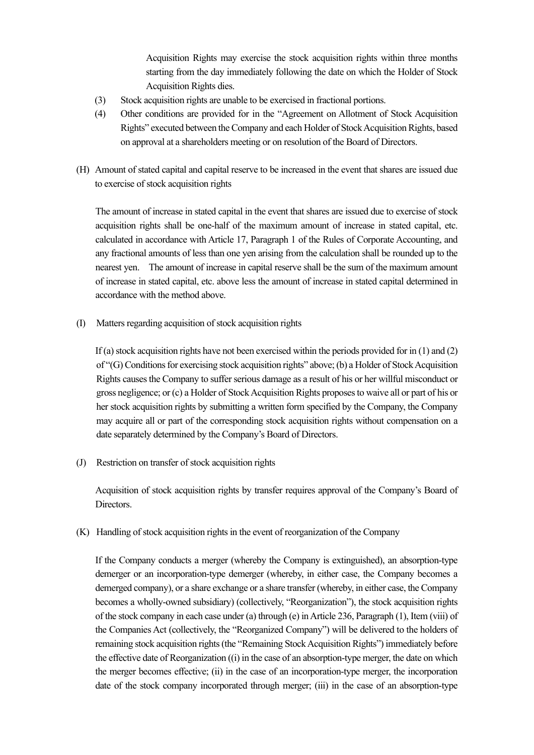Acquisition Rights may exercise the stock acquisition rights within three months starting from the day immediately following the date on which the Holder of Stock Acquisition Rights dies.

(3) Stock acquisition rights are unable to be exercised in fractional portions.

(4) Other conditions are provided for in the "Agreement on Allotment of Stock Acquisition Rights" executed between the Company and each Holder of Stock Acquisition Rights, based on approval at a shareholders meeting or on resolution of the Board of Directors.

(H) Amount of stated capital and capital reserve to be increased in the event that shares are issued due to exercise of stock acquisition rights

The amount of increase in stated capital in the event that shares are issued due to exercise of stock acquisition rights shall be one-half of the maximum amount of increase in stated capital, etc. calculated in accordance with Article 17, Paragraph 1 of the Rules of Corporate Accounting, and any fractional amounts of less than one yen arising from the calculation shall be rounded up to the nearest yen. The amount of increase in capital reserve shall be the sum of the maximum amount of increase in stated capital, etc. above less the amount of increase in stated capital determined in accordance with the method above.

(I) Matters regarding acquisition of stock acquisition rights

If (a) stock acquisition rights have not been exercised within the periods provided for in (1) and (2) of "(G) Conditions for exercising stock acquisition rights" above; (b) a Holder of Stock Acquisition Rights causes the Company to suffer serious damage as a result of his or her willful misconduct or gross negligence; or (c) a Holder of Stock Acquisition Rights proposes to waive all or part of his or her stock acquisition rights by submitting a written form specified by the Company, the Company may acquire all or part of the corresponding stock acquisition rights without compensation on a date separately determined by the Company's Board of Directors.

(J) Restriction on transfer of stock acquisition rights

Acquisition of stock acquisition rights by transfer requires approval of the Company's Board of Directors.

(K) Handling of stock acquisition rights in the event of reorganization of the Company

If the Company conducts a merger (whereby the Company is extinguished), an absorption-type demerger or an incorporation-type demerger (whereby, in either case, the Company becomes a demerged company), or a share exchange or a share transfer (whereby, in either case, the Company becomes a wholly-owned subsidiary) (collectively, "Reorganization"), the stock acquisition rights of the stock company in each case under (a) through (e) in Article 236, Paragraph (1), Item (viii) of the Companies Act (collectively, the "Reorganized Company") will be delivered to the holders of remaining stock acquisition rights (the "Remaining Stock Acquisition Rights") immediately before the effective date of Reorganization ((i) in the case of an absorption-type merger, the date on which the merger becomes effective; (ii) in the case of an incorporation-type merger, the incorporation date of the stock company incorporated through merger; (iii) in the case of an absorption-type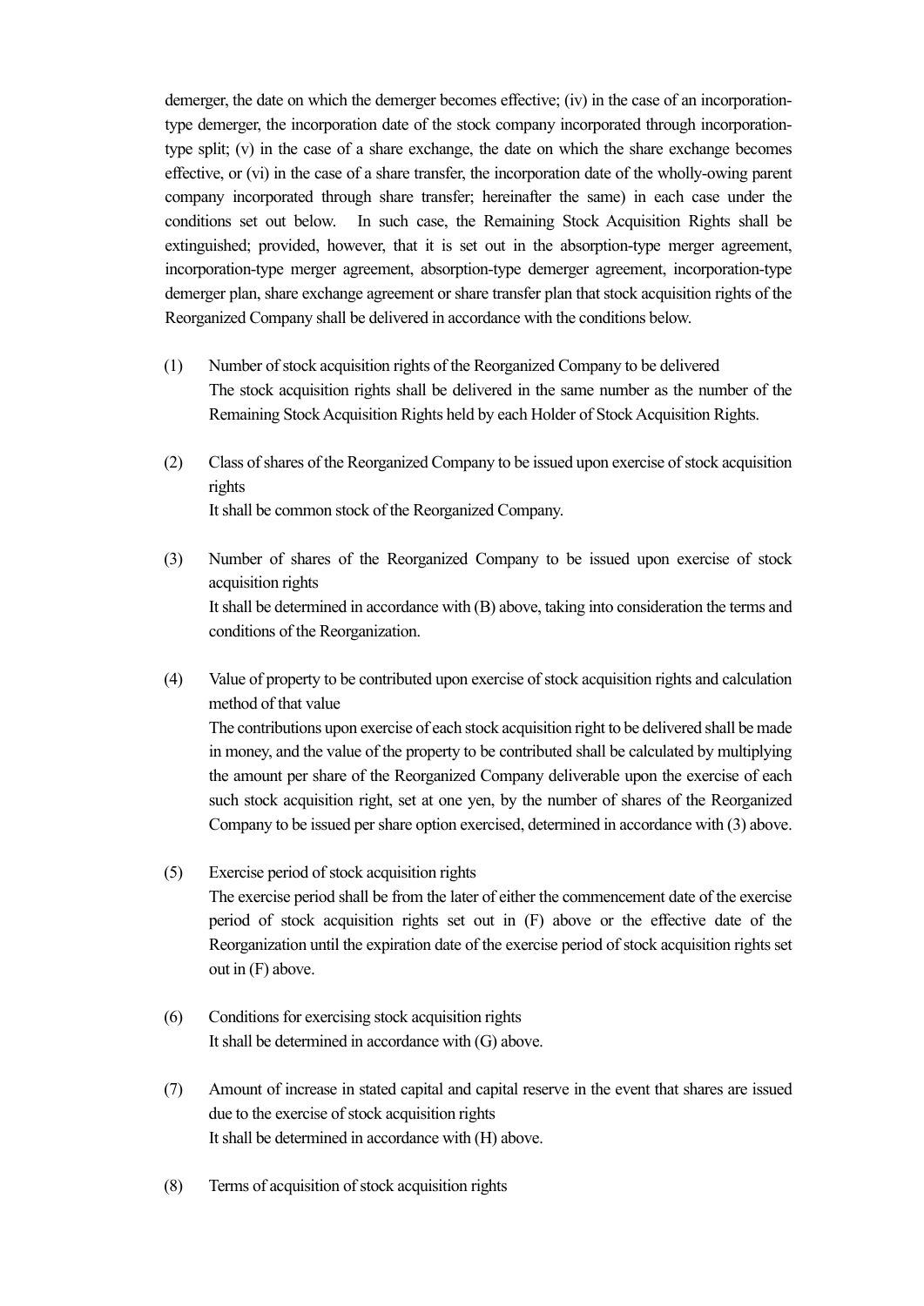demerger, the date on which the demerger becomes effective; (iv) in the case of an incorporation-type demerger, the incorporation date of the stock company incorporated through incorporation-type split; (v) in the case of a share exchange, the date on which the share exchange becomes effective, or (vi) in the case of a share transfer, the incorporation date of the wholly-owing parent company incorporated through share transfer; hereinafter the same) in each case under the conditions set out below. In such case, the Remaining Stock Acquisition Rights shall be extinguished; provided, however, that it is set out in the absorption-type merger agreement, incorporation-type merger agreement, absorption-type demerger agreement, incorporation-type demerger plan, share exchange agreement or share transfer plan that stock acquisition rights of the Reorganized Company shall be delivered in accordance with the conditions below.

(1) Number of stock acquisition rights of the Reorganized Company to be delivered
The stock acquisition rights shall be delivered in the same number as the number of the Remaining Stock Acquisition Rights held by each Holder of Stock Acquisition Rights.

(2) Class of shares of the Reorganized Company to be issued upon exercise of stock acquisition rights
It shall be common stock of the Reorganized Company.

(3) Number of shares of the Reorganized Company to be issued upon exercise of stock acquisition rights
It shall be determined in accordance with (B) above, taking into consideration the terms and conditions of the Reorganization.

(4) Value of property to be contributed upon exercise of stock acquisition rights and calculation method of that value
The contributions upon exercise of each stock acquisition right to be delivered shall be made in money, and the value of the property to be contributed shall be calculated by multiplying the amount per share of the Reorganized Company deliverable upon the exercise of each such stock acquisition right, set at one yen, by the number of shares of the Reorganized Company to be issued per share option exercised, determined in accordance with (3) above.

(5) Exercise period of stock acquisition rights
The exercise period shall be from the later of either the commencement date of the exercise period of stock acquisition rights set out in (F) above or the effective date of the Reorganization until the expiration date of the exercise period of stock acquisition rights set out in (F) above.

(6) Conditions for exercising stock acquisition rights
It shall be determined in accordance with (G) above.

(7) Amount of increase in stated capital and capital reserve in the event that shares are issued due to the exercise of stock acquisition rights
It shall be determined in accordance with (H) above.

(8) Terms of acquisition of stock acquisition rights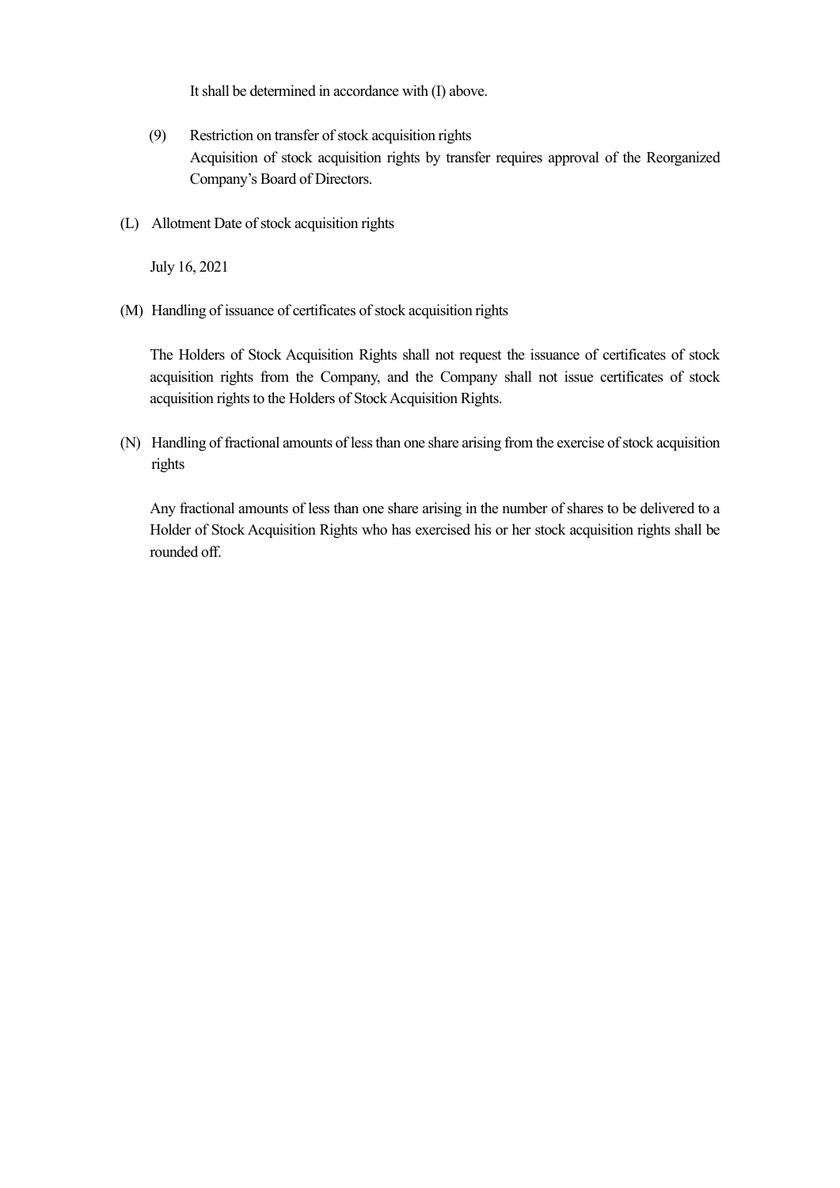It shall be determined in accordance with (I) above.

(9) Restriction on transfer of stock acquisition rights
Acquisition of stock acquisition rights by transfer requires approval of the Reorganized Company's Board of Directors.

(L) Allotment Date of stock acquisition rights

July 16, 2021

(M) Handling of issuance of certificates of stock acquisition rights

The Holders of Stock Acquisition Rights shall not request the issuance of certificates of stock acquisition rights from the Company, and the Company shall not issue certificates of stock acquisition rights to the Holders of Stock Acquisition Rights.

(N) Handling of fractional amounts of less than one share arising from the exercise of stock acquisition rights

Any fractional amounts of less than one share arising in the number of shares to be delivered to a Holder of Stock Acquisition Rights who has exercised his or her stock acquisition rights shall be rounded off.